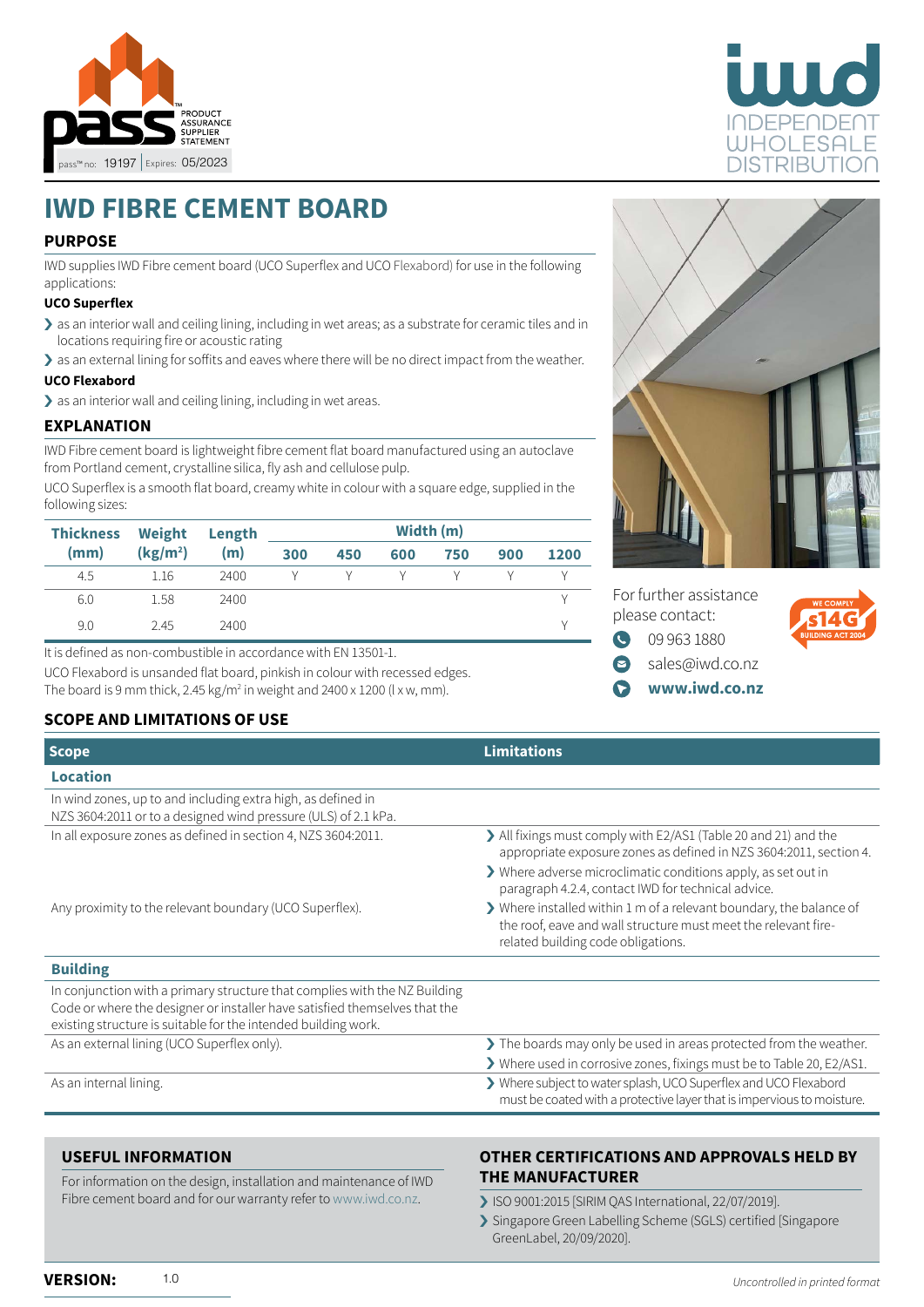pass PRODUCT ASSURANCE SUPPLIER STATEMENT

pass™ no: 19197 | Expires: 05/2023

iwd INDEPENDENT WHOLESALE DISTRIBUTION

# IWD FIBRE CEMENT BOARD

## PURPOSE

IWD supplies IWD Fibre cement board (UCO Superflex and UCO Flexabord) for use in the following applications:

**UCO Superflex**

- as an interior wall and ceiling lining, including in wet areas; as a substrate for ceramic tiles and in locations requiring fire or acoustic rating
- as an external lining for soffits and eaves where there will be no direct impact from the weather.

**UCO Flexabord**

- as an interior wall and ceiling lining, including in wet areas.

## EXPLANATION

IWD Fibre cement board is lightweight fibre cement flat board manufactured using an autoclave from Portland cement, crystalline silica, fly ash and cellulose pulp.

UCO Superflex is a smooth flat board, creamy white in colour with a square edge, supplied in the following sizes:

| Thickness (mm) | Weight (kg/m²) | Length (m) | Width (m) | | | | | |
|---|---|---|---|---|---|---|---|---|
| | | | 300 | 450 | 600 | 750 | 900 | 1200 |
| 4.5 | 1.16 | 2400 | Y | Y | Y | Y | Y | Y |
| 6.0 | 1.58 | 2400 | | | | | | Y |
| 9.0 | 2.45 | 2400 | | | | | | Y |

It is defined as non-combustible in accordance with EN 13501-1.

UCO Flexabord is unsanded flat board, pinkish in colour with recessed edges. The board is 9 mm thick, 2.45 kg/m² in weight and 2400 x 1200 (l x w, mm).

For further assistance please contact:

- 09 963 1880
- sales@iwd.co.nz
- **www.iwd.co.nz**

WE COMPLY s14G BUILDING ACT 2004

## SCOPE AND LIMITATIONS OF USE

| Scope | Limitations |
|---|---|
| **Location** | |
| In wind zones, up to and including extra high, as defined in NZS 3604:2011 or to a designed wind pressure (ULS) of 2.1 kPa. | |
| In all exposure zones as defined in section 4, NZS 3604:2011. | All fixings must comply with E2/AS1 (Table 20 and 21) and the appropriate exposure zones as defined in NZS 3604:2011, section 4.<br>Where adverse microclimatic conditions apply, as set out in paragraph 4.2.4, contact IWD for technical advice. |
| Any proximity to the relevant boundary (UCO Superflex). | Where installed within 1 m of a relevant boundary, the balance of the roof, eave and wall structure must meet the relevant fire-related building code obligations. |
| **Building** | |
| In conjunction with a primary structure that complies with the NZ Building Code or where the designer or installer have satisfied themselves that the existing structure is suitable for the intended building work. | |
| As an external lining (UCO Superflex only). | The boards may only be used in areas protected from the weather.<br>Where used in corrosive zones, fixings must be to Table 20, E2/AS1. |
| As an internal lining. | Where subject to water splash, UCO Superflex and UCO Flexabord must be coated with a protective layer that is impervious to moisture. |

## USEFUL INFORMATION

For information on the design, installation and maintenance of IWD Fibre cement board and for our warranty refer to www.iwd.co.nz.

## OTHER CERTIFICATIONS AND APPROVALS HELD BY THE MANUFACTURER

- ISO 9001:2015 [SIRIM QAS International, 22/07/2019].
- Singapore Green Labelling Scheme (SGLS) certified [Singapore GreenLabel, 20/09/2020].

**VERSION:** 1.0

*Uncontrolled in printed format*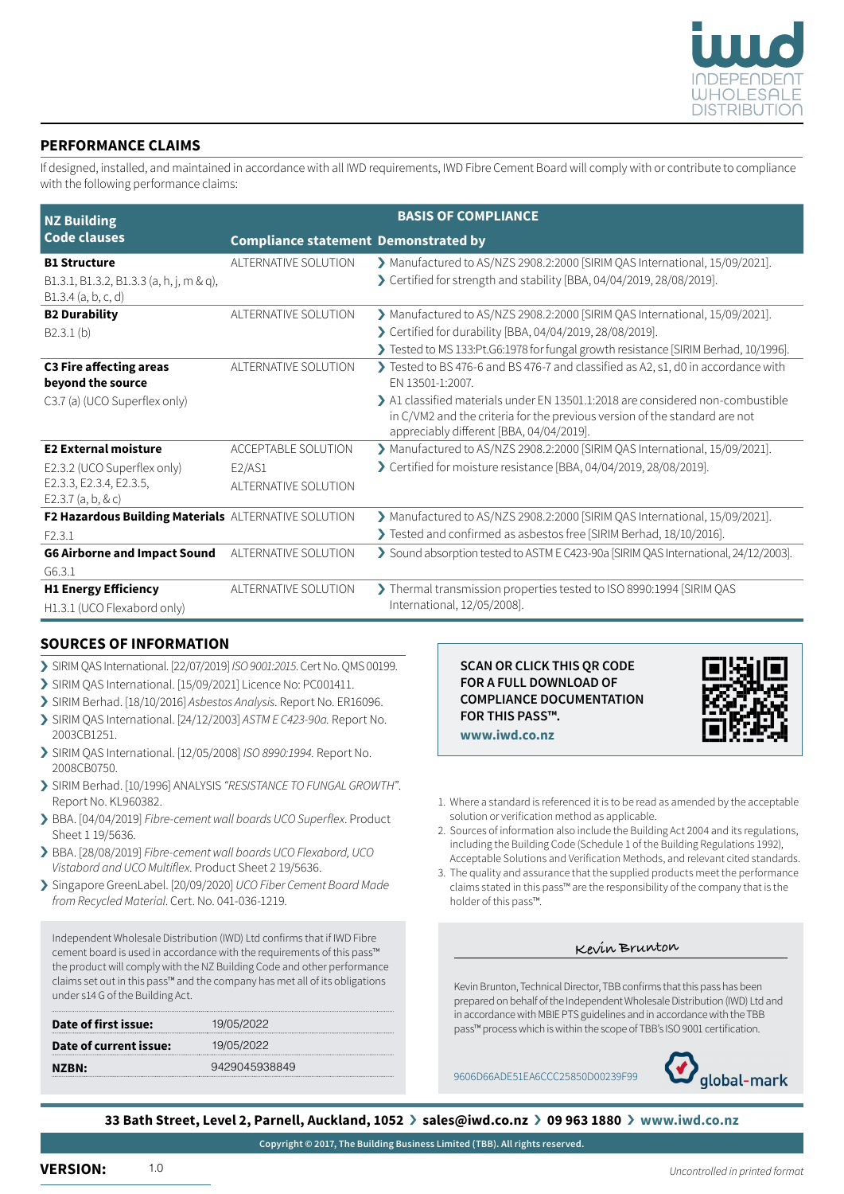## PERFORMANCE CLAIMS

If designed, installed, and maintained in accordance with all IWD requirements, IWD Fibre Cement Board will comply with or contribute to compliance with the following performance claims:

| NZ Building Code clauses | BASIS OF COMPLIANCE | |
|---|---|---|
| | Compliance statement | Demonstrated by |
| **B1 Structure**<br>B1.3.1, B1.3.2, B1.3.3 (a, h, j, m & q), B1.3.4 (a, b, c, d) | ALTERNATIVE SOLUTION | ❯ Manufactured to AS/NZS 2908.2:2000 [SIRIM QAS International, 15/09/2021].<br>❯ Certified for strength and stability [BBA, 04/04/2019, 28/08/2019]. |
| **B2 Durability**<br>B2.3.1 (b) | ALTERNATIVE SOLUTION | ❯ Manufactured to AS/NZS 2908.2:2000 [SIRIM QAS International, 15/09/2021].<br>❯ Certified for durability [BBA, 04/04/2019, 28/08/2019].<br>❯ Tested to MS 133:Pt.G6:1978 for fungal growth resistance [SIRIM Berhad, 10/1996]. |
| **C3 Fire affecting areas beyond the source**<br>C3.7 (a) (UCO Superflex only) | ALTERNATIVE SOLUTION | ❯ Tested to BS 476-6 and BS 476-7 and classified as A2, s1, d0 in accordance with EN 13501-1:2007.<br>❯ A1 classified materials under EN 13501.1:2018 are considered non-combustible in C/VM2 and the criteria for the previous version of the standard are not appreciably different [BBA, 04/04/2019]. |
| **E2 External moisture**<br>E2.3.2 (UCO Superflex only)<br>E2.3.3, E2.3.4, E2.3.5, E2.3.7 (a, b, & c) | ACCEPTABLE SOLUTION<br>E2/AS1<br>ALTERNATIVE SOLUTION | ❯ Manufactured to AS/NZS 2908.2:2000 [SIRIM QAS International, 15/09/2021].<br>❯ Certified for moisture resistance [BBA, 04/04/2019, 28/08/2019]. |
| **F2 Hazardous Building Materials**<br>F2.3.1 | ALTERNATIVE SOLUTION | ❯ Manufactured to AS/NZS 2908.2:2000 [SIRIM QAS International, 15/09/2021].<br>❯ Tested and confirmed as asbestos free [SIRIM Berhad, 18/10/2016]. |
| **G6 Airborne and Impact Sound**<br>G6.3.1 | ALTERNATIVE SOLUTION | ❯ Sound absorption tested to ASTM E C423-90a [SIRIM QAS International, 24/12/2003]. |
| **H1 Energy Efficiency**<br>H1.3.1 (UCO Flexabord only) | ALTERNATIVE SOLUTION | ❯ Thermal transmission properties tested to ISO 8990:1994 [SIRIM QAS International, 12/05/2008]. |

## SOURCES OF INFORMATION

- SIRIM QAS International. [22/07/2019] *ISO 9001:2015*. Cert No. QMS 00199.
- SIRIM QAS International. [15/09/2021] Licence No: PC001411.
- SIRIM Berhad. [18/10/2016] *Asbestos Analysis*. Report No. ER16096.
- SIRIM QAS International. [24/12/2003] *ASTM E C423-90a*. Report No. 2003CB1251.
- SIRIM QAS International. [12/05/2008] *ISO 8990:1994*. Report No. 2008CB0750.
- SIRIM Berhad. [10/1996] ANALYSIS *"RESISTANCE TO FUNGAL GROWTH"*. Report No. KL960382.
- BBA. [04/04/2019] *Fibre-cement wall boards UCO Superflex*. Product Sheet 1 19/5636.
- BBA. [28/08/2019] *Fibre-cement wall boards UCO Flexabord, UCO Vistabord and UCO Multiflex*. Product Sheet 2 19/5636.
- Singapore GreenLabel. [20/09/2020] *UCO Fiber Cement Board Made from Recycled Material*. Cert. No. 041-036-1219.

**SCAN OR CLICK THIS QR CODE FOR A FULL DOWNLOAD OF COMPLIANCE DOCUMENTATION FOR THIS PASS™.**
**www.iwd.co.nz**

1. Where a standard is referenced it is to be read as amended by the acceptable solution or verification method as applicable.
2. Sources of information also include the Building Act 2004 and its regulations, including the Building Code (Schedule 1 of the Building Regulations 1992), Acceptable Solutions and Verification Methods, and relevant cited standards.
3. The quality and assurance that the supplied products meet the performance claims stated in this pass™ are the responsibility of the company that is the holder of this pass™.

Independent Wholesale Distribution (IWD) Ltd confirms that if IWD Fibre cement board is used in accordance with the requirements of this pass™ the product will comply with the NZ Building Code and other performance claims set out in this pass™ and the company has met all of its obligations under s14 G of the Building Act.

| | |
|---|---|
| **Date of first issue:** | 19/05/2022 |
| **Date of current issue:** | 19/05/2022 |
| **NZBN:** | 9429045938849 |

*Kevin Brunton*

Kevin Brunton, Technical Director, TBB confirms that this pass has been prepared on behalf of the Independent Wholesale Distribution (IWD) Ltd and in accordance with MBIE PTS guidelines and in accordance with the TBB pass™ process which is within the scope of TBB's ISO 9001 certification.

9606D66ADE51EA6CCC25850D00239F99

global-mark

**33 Bath Street, Level 2, Parnell, Auckland, 1052 ❯ sales@iwd.co.nz ❯ 09 963 1880 ❯ www.iwd.co.nz**

Copyright © 2017, The Building Business Limited (TBB). All rights reserved.

**VERSION:** 1.0

*Uncontrolled in printed format*